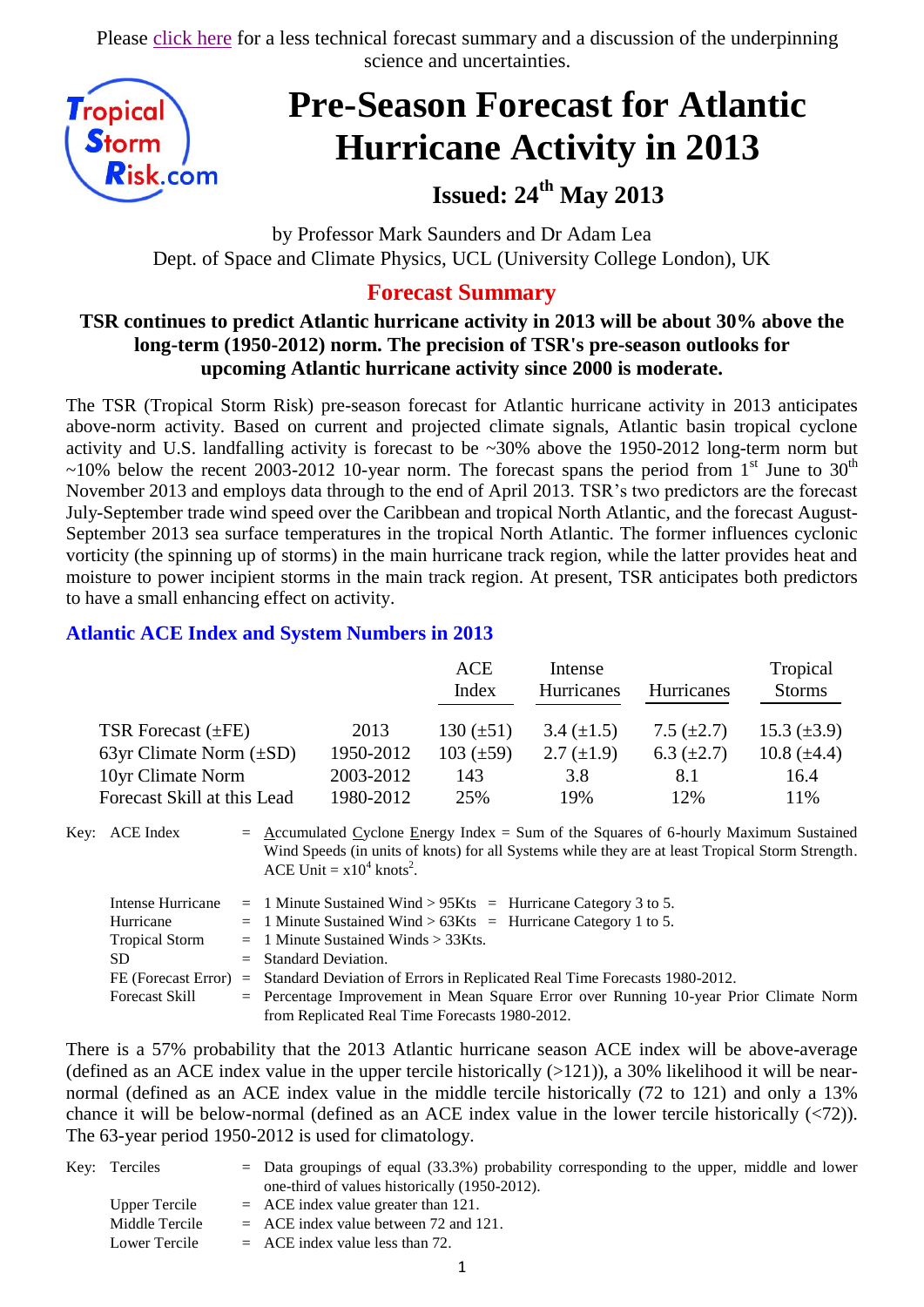Please click here for a less technical forecast summary and a discussion of the underpinning science and uncertainties.

# Pre-Season Forecast for Atlantic Hurricane Activity in 2013

## Issued: 24th May 2013

by Professor Mark Saunders and Dr Adam Lea
Dept. of Space and Climate Physics, UCL (University College London), UK

## Forecast Summary

**TSR continues to predict Atlantic hurricane activity in 2013 will be about 30% above the long-term (1950-2012) norm. The precision of TSR's pre-season outlooks for upcoming Atlantic hurricane activity since 2000 is moderate.**

The TSR (Tropical Storm Risk) pre-season forecast for Atlantic hurricane activity in 2013 anticipates above-norm activity. Based on current and projected climate signals, Atlantic basin tropical cyclone activity and U.S. landfalling activity is forecast to be ~30% above the 1950-2012 long-term norm but ~10% below the recent 2003-2012 10-year norm. The forecast spans the period from 1st June to 30th November 2013 and employs data through to the end of April 2013. TSR's two predictors are the forecast July-September trade wind speed over the Caribbean and tropical North Atlantic, and the forecast August-September 2013 sea surface temperatures in the tropical North Atlantic. The former influences cyclonic vorticity (the spinning up of storms) in the main hurricane track region, while the latter provides heat and moisture to power incipient storms in the main track region. At present, TSR anticipates both predictors to have a small enhancing effect on activity.

### Atlantic ACE Index and System Numbers in 2013

| | | ACE Index | Intense Hurricanes | Hurricanes | Tropical Storms |
|---|---|---|---|---|---|
| TSR Forecast (±FE) | 2013 | 130 (±51) | 3.4 (±1.5) | 7.5 (±2.7) | 15.3 (±3.9) |
| 63yr Climate Norm (±SD) | 1950-2012 | 103 (±59) | 2.7 (±1.9) | 6.3 (±2.7) | 10.8 (±4.4) |
| 10yr Climate Norm | 2003-2012 | 143 | 3.8 | 8.1 | 16.4 |
| Forecast Skill at this Lead | 1980-2012 | 25% | 19% | 12% | 11% |

Key:
- ACE Index = Accumulated Cyclone Energy Index = Sum of the Squares of 6-hourly Maximum Sustained Wind Speeds (in units of knots) for all Systems while they are at least Tropical Storm Strength. ACE Unit = $x10^4$ $knots^2$.
- Intense Hurricane = 1 Minute Sustained Wind > 95Kts = Hurricane Category 3 to 5.
- Hurricane = 1 Minute Sustained Wind > 63Kts = Hurricane Category 1 to 5.
- Tropical Storm = 1 Minute Sustained Winds > 33Kts.
- SD = Standard Deviation.
- FE (Forecast Error) = Standard Deviation of Errors in Replicated Real Time Forecasts 1980-2012.
- Forecast Skill = Percentage Improvement in Mean Square Error over Running 10-year Prior Climate Norm from Replicated Real Time Forecasts 1980-2012.

There is a 57% probability that the 2013 Atlantic hurricane season ACE index will be above-average (defined as an ACE index value in the upper tercile historically (>121)), a 30% likelihood it will be near-normal (defined as an ACE index value in the middle tercile historically (72 to 121) and only a 13% chance it will be below-normal (defined as an ACE index value in the lower tercile historically (<72)). The 63-year period 1950-2012 is used for climatology.

Key:
- Terciles = Data groupings of equal (33.3%) probability corresponding to the upper, middle and lower one-third of values historically (1950-2012).
- Upper Tercile = ACE index value greater than 121.
- Middle Tercile = ACE index value between 72 and 121.
- Lower Tercile = ACE index value less than 72.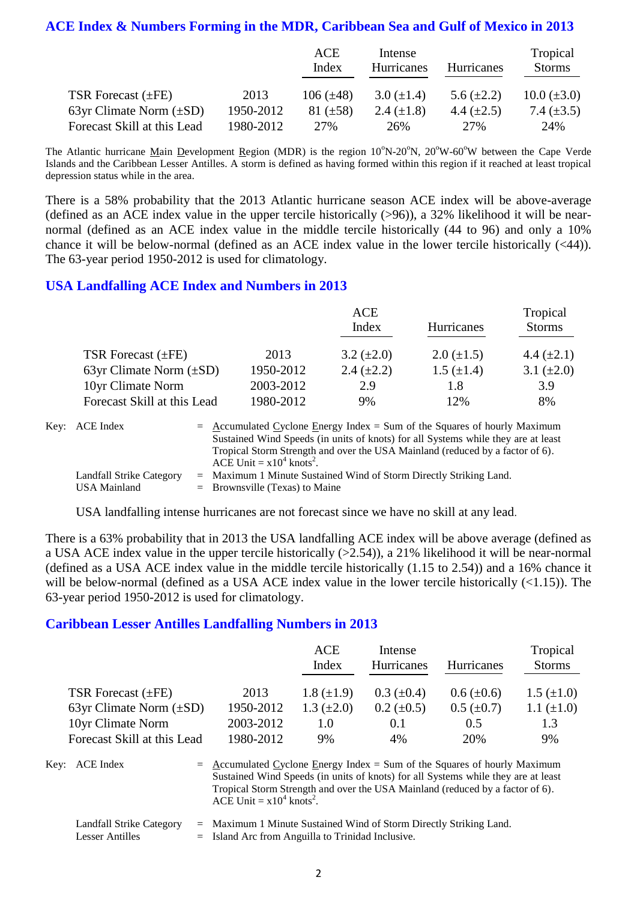## ACE Index & Numbers Forming in the MDR, Caribbean Sea and Gulf of Mexico in 2013

| | | ACE Index | Intense Hurricanes | Hurricanes | Tropical Storms |
|---|---|---|---|---|---|
| TSR Forecast (±FE) | 2013 | 106 (±48) | 3.0 (±1.4) | 5.6 (±2.2) | 10.0 (±3.0) |
| 63yr Climate Norm (±SD) | 1950-2012 | 81 (±58) | 2.4 (±1.8) | 4.4 (±2.5) | 7.4 (±3.5) |
| Forecast Skill at this Lead | 1980-2012 | 27% | 26% | 27% | 24% |

The Atlantic hurricane Main Development Region (MDR) is the region 10°N-20°N, 20°W-60°W between the Cape Verde Islands and the Caribbean Lesser Antilles. A storm is defined as having formed within this region if it reached at least tropical depression status while in the area.

There is a 58% probability that the 2013 Atlantic hurricane season ACE index will be above-average (defined as an ACE index value in the upper tercile historically (>96)), a 32% likelihood it will be near-normal (defined as an ACE index value in the middle tercile historically (44 to 96) and only a 10% chance it will be below-normal (defined as an ACE index value in the lower tercile historically (<44)). The 63-year period 1950-2012 is used for climatology.

## USA Landfalling ACE Index and Numbers in 2013

| | | ACE Index | Hurricanes | Tropical Storms |
|---|---|---|---|---|
| TSR Forecast (±FE) | 2013 | 3.2 (±2.0) | 2.0 (±1.5) | 4.4 (±2.1) |
| 63yr Climate Norm (±SD) | 1950-2012 | 2.4 (±2.2) | 1.5 (±1.4) | 3.1 (±2.0) |
| 10yr Climate Norm | 2003-2012 | 2.9 | 1.8 | 3.9 |
| Forecast Skill at this Lead | 1980-2012 | 9% | 12% | 8% |

Key: ACE Index = Accumulated Cyclone Energy Index = Sum of the Squares of hourly Maximum Sustained Wind Speeds (in units of knots) for all Systems while they are at least Tropical Storm Strength and over the USA Mainland (reduced by a factor of 6). ACE Unit = $x10^4$ knots$^2$.

Landfall Strike Category = Maximum 1 Minute Sustained Wind of Storm Directly Striking Land.

USA Mainland = Brownsville (Texas) to Maine

USA landfalling intense hurricanes are not forecast since we have no skill at any lead.

There is a 63% probability that in 2013 the USA landfalling ACE index will be above average (defined as a USA ACE index value in the upper tercile historically (>2.54)), a 21% likelihood it will be near-normal (defined as a USA ACE index value in the middle tercile historically (1.15 to 2.54)) and a 16% chance it will be below-normal (defined as a USA ACE index value in the lower tercile historically (<1.15)). The 63-year period 1950-2012 is used for climatology.

## Caribbean Lesser Antilles Landfalling Numbers in 2013

| | | ACE Index | Intense Hurricanes | Hurricanes | Tropical Storms |
|---|---|---|---|---|---|
| TSR Forecast (±FE) | 2013 | 1.8 (±1.9) | 0.3 (±0.4) | 0.6 (±0.6) | 1.5 (±1.0) |
| 63yr Climate Norm (±SD) | 1950-2012 | 1.3 (±2.0) | 0.2 (±0.5) | 0.5 (±0.7) | 1.1 (±1.0) |
| 10yr Climate Norm | 2003-2012 | 1.0 | 0.1 | 0.5 | 1.3 |
| Forecast Skill at this Lead | 1980-2012 | 9% | 4% | 20% | 9% |

Key: ACE Index = Accumulated Cyclone Energy Index = Sum of the Squares of hourly Maximum Sustained Wind Speeds (in units of knots) for all Systems while they are at least Tropical Storm Strength and over the USA Mainland (reduced by a factor of 6). ACE Unit = $x10^4$ knots$^2$.

Landfall Strike Category = Maximum 1 Minute Sustained Wind of Storm Directly Striking Land.

Lesser Antilles = Island Arc from Anguilla to Trinidad Inclusive.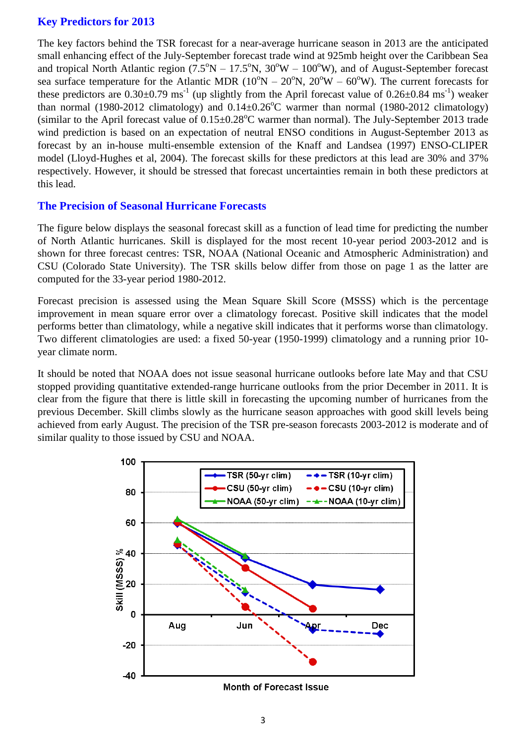## Key Predictors for 2013

The key factors behind the TSR forecast for a near-average hurricane season in 2013 are the anticipated small enhancing effect of the July-September forecast trade wind at 925mb height over the Caribbean Sea and tropical North Atlantic region (7.5°N – 17.5°N, 30°W – 100°W), and of August-September forecast sea surface temperature for the Atlantic MDR (10°N – 20°N, 20°W – 60°W). The current forecasts for these predictors are 0.30±0.79 $ms^{-1}$ (up slightly from the April forecast value of 0.26±0.84 $ms^{-1}$) weaker than normal (1980-2012 climatology) and 0.14±0.26°C warmer than normal (1980-2012 climatology) (similar to the April forecast value of 0.15±0.28°C warmer than normal). The July-September 2013 trade wind prediction is based on an expectation of neutral ENSO conditions in August-September 2013 as forecast by an in-house multi-ensemble extension of the Knaff and Landsea (1997) ENSO-CLIPER model (Lloyd-Hughes et al, 2004). The forecast skills for these predictors at this lead are 30% and 37% respectively. However, it should be stressed that forecast uncertainties remain in both these predictors at this lead.

## The Precision of Seasonal Hurricane Forecasts

The figure below displays the seasonal forecast skill as a function of lead time for predicting the number of North Atlantic hurricanes. Skill is displayed for the most recent 10-year period 2003-2012 and is shown for three forecast centres: TSR, NOAA (National Oceanic and Atmospheric Administration) and CSU (Colorado State University). The TSR skills below differ from those on page 1 as the latter are computed for the 33-year period 1980-2012.

Forecast precision is assessed using the Mean Square Skill Score (MSSS) which is the percentage improvement in mean square error over a climatology forecast. Positive skill indicates that the model performs better than climatology, while a negative skill indicates that it performs worse than climatology. Two different climatologies are used: a fixed 50-year (1950-1999) climatology and a running prior 10-year climate norm.

It should be noted that NOAA does not issue seasonal hurricane outlooks before late May and that CSU stopped providing quantitative extended-range hurricane outlooks from the prior December in 2011. It is clear from the figure that there is little skill in forecasting the upcoming number of hurricanes from the previous December. Skill climbs slowly as the hurricane season approaches with good skill levels being achieved from early August. The precision of the TSR pre-season forecasts 2003-2012 is moderate and of similar quality to those issued by CSU and NOAA.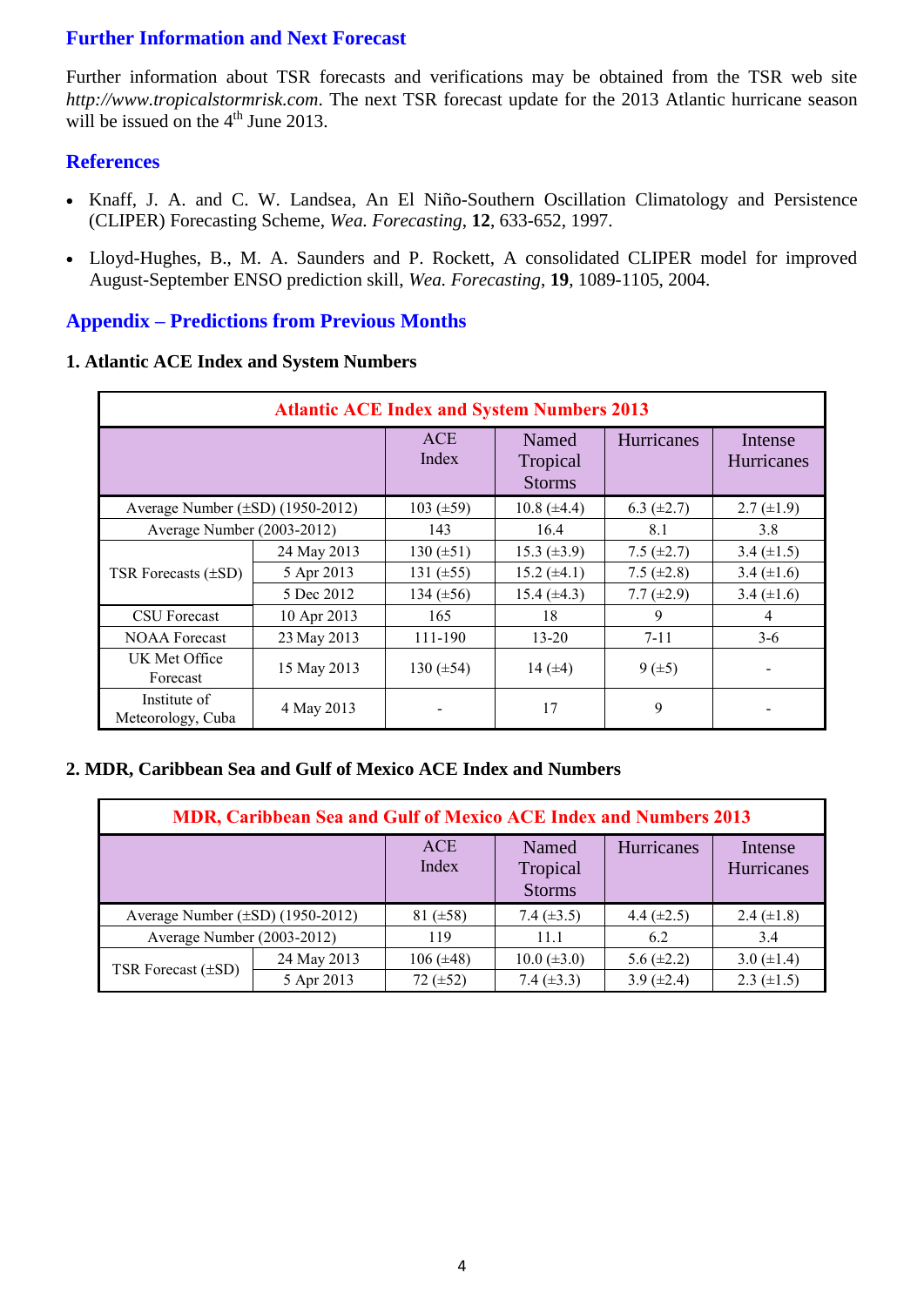## Further Information and Next Forecast

Further information about TSR forecasts and verifications may be obtained from the TSR web site *http://www.tropicalstormrisk.com*. The next TSR forecast update for the 2013 Atlantic hurricane season will be issued on the 4th June 2013.

## References

- Knaff, J. A. and C. W. Landsea, An El Niño-Southern Oscillation Climatology and Persistence (CLIPER) Forecasting Scheme, *Wea. Forecasting*, **12**, 633-652, 1997.
- Lloyd-Hughes, B., M. A. Saunders and P. Rockett, A consolidated CLIPER model for improved August-September ENSO prediction skill, *Wea. Forecasting*, **19**, 1089-1105, 2004.

## Appendix – Predictions from Previous Months

### 1. Atlantic ACE Index and System Numbers

| Atlantic ACE Index and System Numbers 2013 | | | | | |
|---|---|---|---|---|---|
| | | ACE Index | Named Tropical Storms | Hurricanes | Intense Hurricanes |
| Average Number (±SD) (1950-2012) | | 103 (±59) | 10.8 (±4.4) | 6.3 (±2.7) | 2.7 (±1.9) |
| Average Number (2003-2012) | | 143 | 16.4 | 8.1 | 3.8 |
| TSR Forecasts (±SD) | 24 May 2013 | 130 (±51) | 15.3 (±3.9) | 7.5 (±2.7) | 3.4 (±1.5) |
| | 5 Apr 2013 | 131 (±55) | 15.2 (±4.1) | 7.5 (±2.8) | 3.4 (±1.6) |
| | 5 Dec 2012 | 134 (±56) | 15.4 (±4.3) | 7.7 (±2.9) | 3.4 (±1.6) |
| CSU Forecast | 10 Apr 2013 | 165 | 18 | 9 | 4 |
| NOAA Forecast | 23 May 2013 | 111-190 | 13-20 | 7-11 | 3-6 |
| UK Met Office Forecast | 15 May 2013 | 130 (±54) | 14 (±4) | 9 (±5) | - |
| Institute of Meteorology, Cuba | 4 May 2013 | - | 17 | 9 | - |

### 2. MDR, Caribbean Sea and Gulf of Mexico ACE Index and Numbers

| MDR, Caribbean Sea and Gulf of Mexico ACE Index and Numbers 2013 | | | | | |
|---|---|---|---|---|---|
| | | ACE Index | Named Tropical Storms | Hurricanes | Intense Hurricanes |
| Average Number (±SD) (1950-2012) | | 81 (±58) | 7.4 (±3.5) | 4.4 (±2.5) | 2.4 (±1.8) |
| Average Number (2003-2012) | | 119 | 11.1 | 6.2 | 3.4 |
| TSR Forecast (±SD) | 24 May 2013 | 106 (±48) | 10.0 (±3.0) | 5.6 (±2.2) | 3.0 (±1.4) |
| | 5 Apr 2013 | 72 (±52) | 7.4 (±3.3) | 3.9 (±2.4) | 2.3 (±1.5) |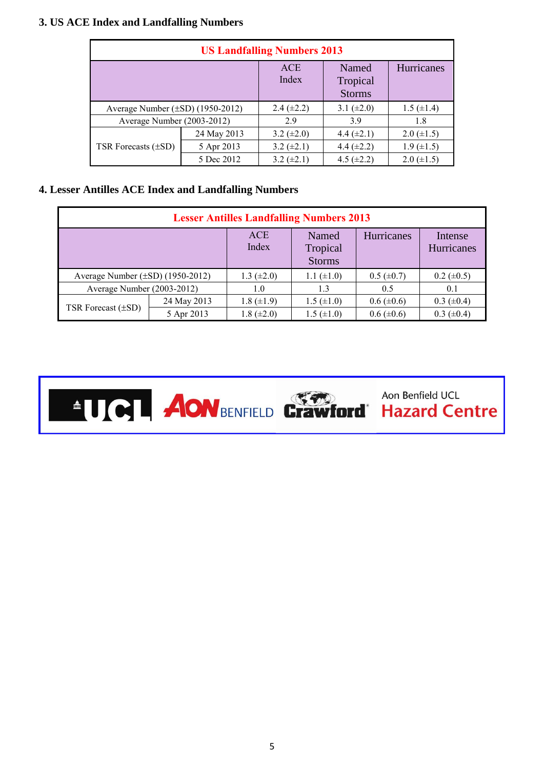### 3. US ACE Index and Landfalling Numbers

| US Landfalling Numbers 2013 | | | | |
|---|---|---|---|---|
| | | ACE Index | Named Tropical Storms | Hurricanes |
| Average Number (±SD) (1950-2012) | | 2.4 (±2.2) | 3.1 (±2.0) | 1.5 (±1.4) |
| Average Number (2003-2012) | | 2.9 | 3.9 | 1.8 |
| TSR Forecasts (±SD) | 24 May 2013 | 3.2 (±2.0) | 4.4 (±2.1) | 2.0 (±1.5) |
| | 5 Apr 2013 | 3.2 (±2.1) | 4.4 (±2.2) | 1.9 (±1.5) |
| | 5 Dec 2012 | 3.2 (±2.1) | 4.5 (±2.2) | 2.0 (±1.5) |

### 4. Lesser Antilles ACE Index and Landfalling Numbers

| Lesser Antilles Landfalling Numbers 2013 | | | | | |
|---|---|---|---|---|---|
| | | ACE Index | Named Tropical Storms | Hurricanes | Intense Hurricanes |
| Average Number (±SD) (1950-2012) | | 1.3 (±2.0) | 1.1 (±1.0) | 0.5 (±0.7) | 0.2 (±0.5) |
| Average Number (2003-2012) | | 1.0 | 1.3 | 0.5 | 0.1 |
| TSR Forecast (±SD) | 24 May 2013 | 1.8 (±1.9) | 1.5 (±1.0) | 0.6 (±0.6) | 0.3 (±0.4) |
| | 5 Apr 2013 | 1.8 (±2.0) | 1.5 (±1.0) | 0.6 (±0.6) | 0.3 (±0.4) |

UCL AON BENFIELD Crawford Aon Benfield UCL Hazard Centre